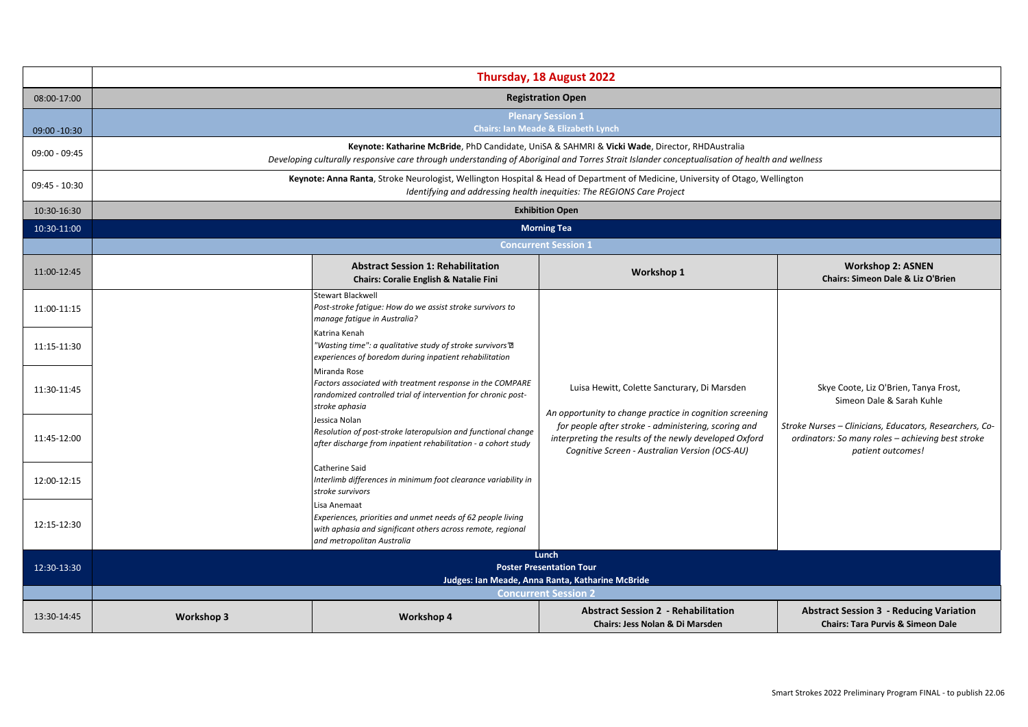| | Thursday, 18 August 2022 | | | |
|---|---|---|---|---|
| 08:00-17:00 | **Registration Open** | | | |
| 09:00 -10:30 | **Plenary Session 1**<br>**Chairs: Ian Meade & Elizabeth Lynch** | | | |
| 09:00 - 09:45 | **Keynote: Katharine McBride**, PhD Candidate, UniSA & SAHMRI & **Vicki Wade**, Director, RHDAustralia<br>*Developing culturally responsive care through understanding of Aboriginal and Torres Strait Islander conceptualisation of health and wellness* | | | |
| 09:45 - 10:30 | **Keynote: Anna Ranta**, Stroke Neurologist, Wellington Hospital & Head of Department of Medicine, University of Otago, Wellington<br>*Identifying and addressing health inequities: The REGIONS Care Project* | | | |
| 10:30-16:30 | **Exhibition Open** | | | |
| 10:30-11:00 | **Morning Tea** | | | |
| | **Concurrent Session 1** | | | |
| 11:00-12:45 | | **Abstract Session 1: Rehabilitation**<br>**Chairs: Coralie English & Natalie Fini** | **Workshop 1** | **Workshop 2: ASNEN**<br>**Chairs: Simeon Dale & Liz O'Brien** |
| 11:00-11:15 | | Stewart Blackwell<br>*Post-stroke fatigue: How do we assist stroke survivors to manage fatigue in Australia?* | Luisa Hewitt, Colette Sancturary, Di Marsden<br>*An opportunity to change practice in cognition screening for people after stroke - administering, scoring and interpreting the results of the newly developed Oxford Cognitive Screen - Australian Version (OCS-AU)* | Skye Coote, Liz O'Brien, Tanya Frost, Simeon Dale & Sarah Kuhle<br>*Stroke Nurses – Clinicians, Educators, Researchers, Co-ordinators: So many roles – achieving best stroke patient outcomes!* |
| 11:15-11:30 | | Katrina Kenah<br>*"Wasting time": a qualitative study of stroke survivors' experiences of boredom during inpatient rehabilitation* | | |
| 11:30-11:45 | | Miranda Rose<br>*Factors associated with treatment response in the COMPARE randomized controlled trial of intervention for chronic post-stroke aphasia* | | |
| 11:45-12:00 | | Jessica Nolan<br>*Resolution of post-stroke lateropulsion and functional change after discharge from inpatient rehabilitation - a cohort study* | | |
| 12:00-12:15 | | Catherine Said<br>*Interlimb differences in minimum foot clearance variability in stroke survivors* | | |
| 12:15-12:30 | | Lisa Anemaat<br>*Experiences, priorities and unmet needs of 62 people living with aphasia and significant others across remote, regional and metropolitan Australia* | | |
| 12:30-13:30 | **Lunch**<br>**Poster Presentation Tour**<br>**Judges: Ian Meade, Anna Ranta, Katharine McBride** | | | |
| | **Concurrent Session 2** | | | |
| 13:30-14:45 | **Workshop 3** | **Workshop 4** | **Abstract Session 2 - Rehabilitation**<br>**Chairs: Jess Nolan & Di Marsden** | **Abstract Session 3 - Reducing Variation**<br>**Chairs: Tara Purvis & Simeon Dale** |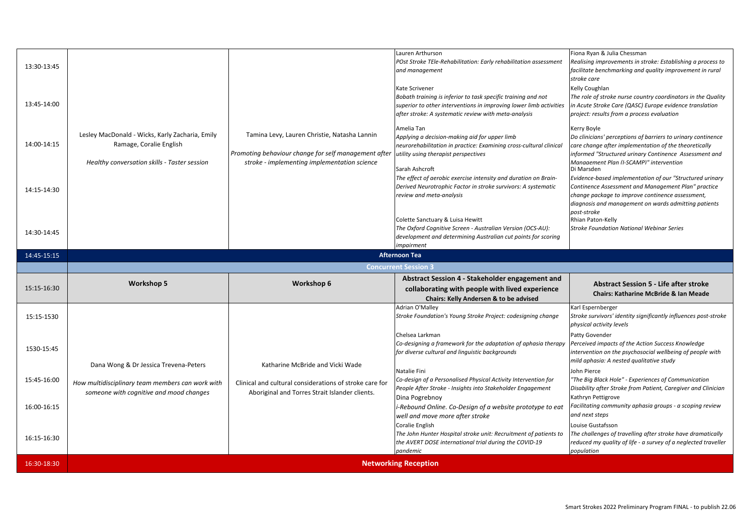| Time | | | | |
|---|---|---|---|---|
| 13:30-13:45 | Lesley MacDonald - Wicks, Karly Zacharia, Emily Ramage, Coralie English<br><br>*Healthy conversation skills - Taster session* | Tamina Levy, Lauren Christie, Natasha Lannin<br><br>*Promoting behaviour change for self management after stroke - implementing implementation science* | Lauren Arthurson<br>*POst Stroke TEle-Rehabilitation: Early rehabilitation assessment and management* | Fiona Ryan & Julia Chessman<br>*Realising improvements in stroke: Establishing a process to facilitate benchmarking and quality improvement in rural stroke care* |
| 13:45-14:00 | | | Kate Scrivener<br>*Bobath training is inferior to task specific training and not superior to other interventions in improving lower limb activities after stroke: A systematic review with meta-analysis* | Kelly Coughlan<br>*The role of stroke nurse country coordinators in the Quality in Acute Stroke Care (QASC) Europe evidence translation project: results from a process evaluation* |
| 14:00-14:15 | | | Amelia Tan<br>*Applying a decision-making aid for upper limb neurorehabilitation in practice: Examining cross-cultural clinical utility using therapist perspectives* | Kerry Boyle<br>*Do clinicians' perceptions of barriers to urinary continence care change after implementation of the theoretically informed "Structured urinary Continence Assessment and Management Plan (I-SCAMP)" intervention* |
| 14:15-14:30 | | | Sarah Ashcroft<br>*The effect of aerobic exercise intensity and duration on Brain-Derived Neurotrophic Factor in stroke survivors: A systematic review and meta-analysis* | Di Marsden<br>*Evidence-based implementation of our "Structured urinary Continence Assessment and Management Plan" practice change package to improve continence assessment, diagnosis and management on wards admitting patients post-stroke* |
| 14:30-14:45 | | | Colette Sanctuary & Luisa Hewitt<br>*The Oxford Cognitive Screen - Australian Version (OCS-AU): development and determining Australian cut points for scoring impairment* | Rhian Paton-Kelly<br>*Stroke Foundation National Webinar Series* |
| 14:45-15:15 | **Afternoon Tea** | | | |
| | **Concurrent Session 3** | | | |
| 15:15-16:30 | **Workshop 5** | **Workshop 6** | **Abstract Session 4 - Stakeholder engagement and collaborating with people with lived experience**<br>**Chairs: Kelly Andersen & to be advised** | **Abstract Session 5 - Life after stroke**<br>**Chairs: Katharine McBride & Ian Meade** |
| 15:15-1530 | Dana Wong & Dr Jessica Trevena-Peters<br><br>*How multidisciplinary team members can work with someone with cognitive and mood changes* | Katharine McBride and Vicki Wade<br><br>Clinical and cultural considerations of stroke care for Aboriginal and Torres Strait Islander clients. | Adrian O'Malley<br>*Stroke Foundation's Young Stroke Project: codesigning change* | Karl Espernberger<br>*Stroke survivors' identity significantly influences post-stroke physical activity levels* |
| 1530-15:45 | | | Chelsea Larkman<br>*Co-designing a framework for the adaptation of aphasia therapy for diverse cultural and linguistic backgrounds* | Patty Govender<br>*Perceived impacts of the Action Success Knowledge intervention on the psychosocial wellbeing of people with mild aphasia: A nested qualitative study* |
| 15:45-16:00 | | | Natalie Fini<br>*Co-design of a Personalised Physical Activity Intervention for People After Stroke - Insights into Stakeholder Engagement* | John Pierce<br>*"The Big Black Hole" - Experiences of Communication Disability after Stroke from Patient, Caregiver and Clinician* |
| 16:00-16:15 | | | Dina Pogrebnoy<br>*i-Rebound Online. Co-Design of a website prototype to eat well and move more after stroke* | Kathryn Pettigrove<br>*Facilitating community aphasia groups - a scoping review and next steps* |
| 16:15-16:30 | | | Coralie English<br>*The John Hunter Hospital stroke unit: Recruitment of patients to the AVERT DOSE international trial during the COVID-19 pandemic* | Louise Gustafsson<br>*The challenges of travelling after stroke have dramatically reduced my quality of life - a survey of a neglected traveller population* |
| 16:30-18:30 | **Networking Reception** | | | |

Smart Strokes 2022 Preliminary Program FINAL - to publish 22.06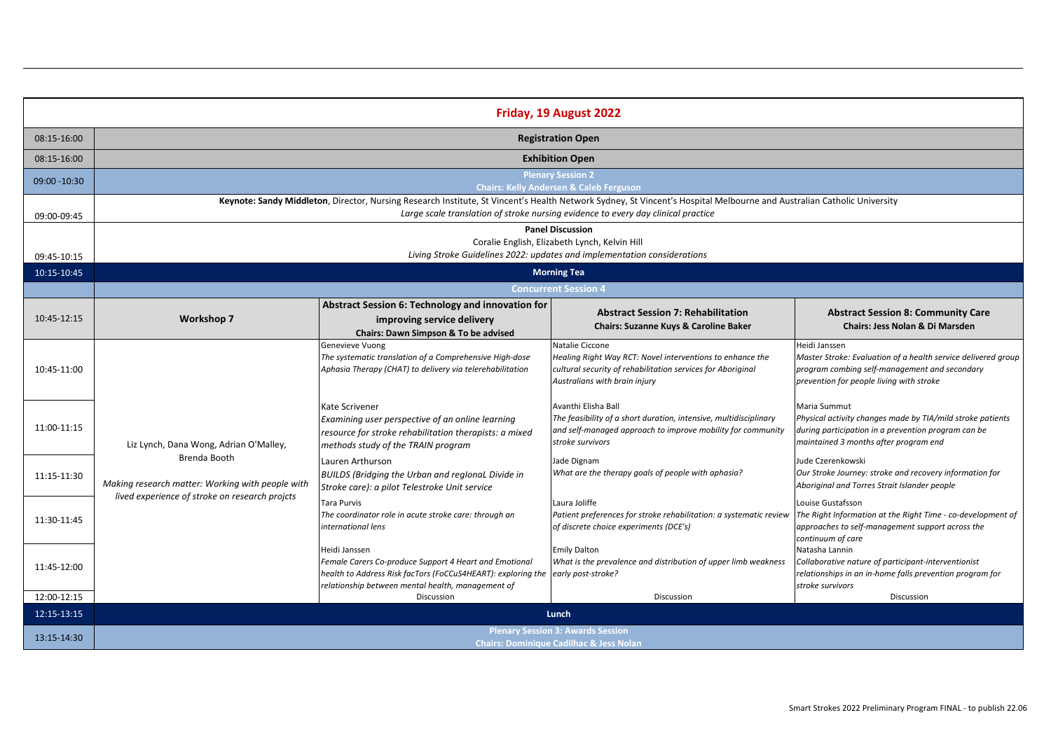| Friday, 19 August 2022 | | | | |
|---|---|---|---|---|
| 08:15-16:00 | **Registration Open** | | | |
| 08:15-16:00 | **Exhibition Open** | | | |
| 09:00 -10:30 | **Plenary Session 2**<br>**Chairs: Kelly Andersen & Caleb Ferguson** | | | |
| 09:00-09:45 | **Keynote: Sandy Middleton**, Director, Nursing Research Institute, St Vincent's Health Network Sydney, St Vincent's Hospital Melbourne and Australian Catholic University<br>*Large scale translation of stroke nursing evidence to every day clinical practice* | | | |
| 09:45-10:15 | **Panel Discussion**<br>Coralie English, Elizabeth Lynch, Kelvin Hill<br>*Living Stroke Guidelines 2022: updates and implementation considerations* | | | |
| 10:15-10:45 | **Morning Tea** | | | |
| | **Concurrent Session 4** | | | |
| 10:45-12:15 | **Workshop 7** | **Abstract Session 6: Technology and innovation for improving service delivery**<br>**Chairs: Dawn Simpson & To be advised** | **Abstract Session 7: Rehabilitation**<br>**Chairs: Suzanne Kuys & Caroline Baker** | **Abstract Session 8: Community Care**<br>**Chairs: Jess Nolan & Di Marsden** |
| 10:45-11:00 | Liz Lynch, Dana Wong, Adrian O'Malley, Brenda Booth<br>*Making research matter: Working with people with lived experience of stroke on research projcts* | Genevieve Vuong<br>*The systematic translation of a Comprehensive High-dose Aphasia Therapy (CHAT) to delivery via telerehabilitation* | Natalie Ciccone<br>*Healing Right Way RCT: Novel interventions to enhance the cultural security of rehabilitation services for Aboriginal Australians with brain injury* | Heidi Janssen<br>*Master Stroke: Evaluation of a health service delivered group program combing self-management and secondary prevention for people living with stroke* |
| 11:00-11:15 | | Kate Scrivener<br>*Examining user perspective of an online learning resource for stroke rehabilitation therapists: a mixed methods study of the TRAIN program* | Avanthi Elisha Ball<br>*The feasibility of a short duration, intensive, multidisciplinary and self-managed approach to improve mobility for community stroke survivors* | Maria Summut<br>*Physical activity changes made by TIA/mild stroke patients during participation in a prevention program can be maintained 3 months after program end* |
| 11:15-11:30 | | Lauren Arthurson<br>*BUILDS (Bridging the Urban and regIonaL Divide in Stroke care): a pilot Telestroke Unit service* | Jade Dignam<br>*What are the therapy goals of people with aphasia?* | Jude Czerenkowski<br>*Our Stroke Journey: stroke and recovery information for Aboriginal and Torres Strait Islander people* |
| 11:30-11:45 | | Tara Purvis<br>*The coordinator role in acute stroke care: through an international lens* | Laura Joliffe<br>*Patient preferences for stroke rehabilitation: a systematic review of discrete choice experiments (DCE's)* | Louise Gustafsson<br>*The Right Information at the Right Time - co-development of approaches to self-management support across the continuum of care* |
| 11:45-12:00 | | Heidi Janssen<br>*Female Carers Co-produce Support 4 Heart and Emotional health to Address Risk facTors (FoCCuS4HEART): exploring the relationship between mental health, management of* | Emily Dalton<br>*What is the prevalence and distribution of upper limb weakness early post-stroke?* | Natasha Lannin<br>*Collaborative nature of participant-interventionist relationships in an in-home falls prevention program for stroke survivors* |
| 12:00-12:15 | | Discussion | Discussion | Discussion |
| 12:15-13:15 | **Lunch** | | | |
| 13:15-14:30 | **Plenary Session 3: Awards Session**<br>**Chairs: Dominique Cadilhac & Jess Nolan** | | | |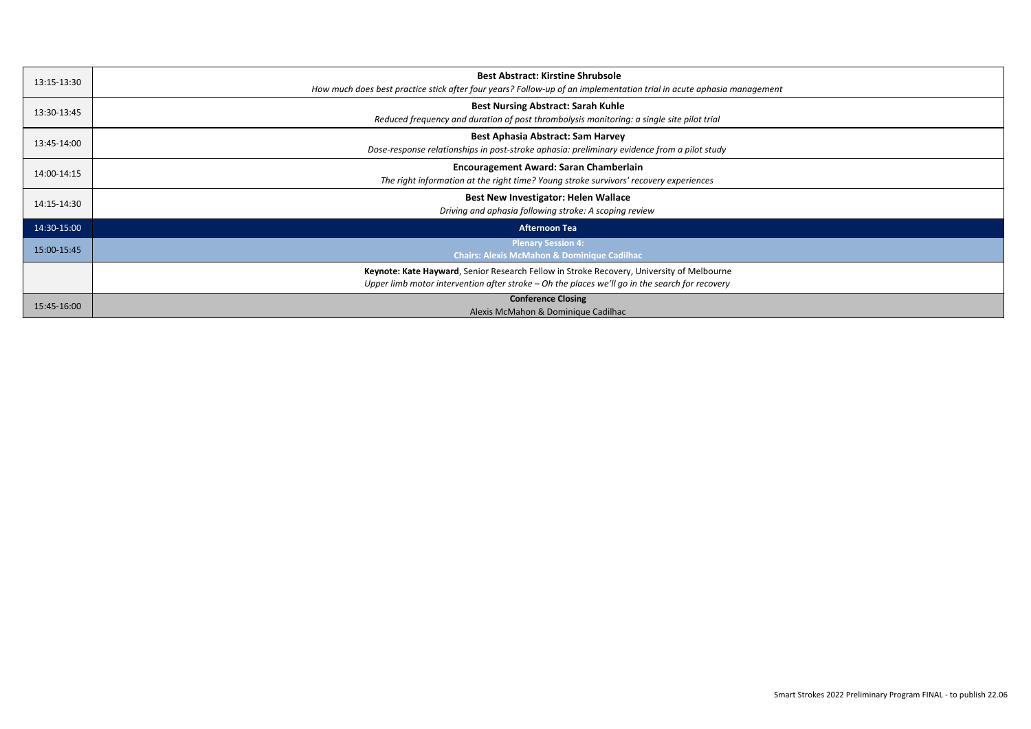| | |
|---|---|
| 13:15-13:30 | **Best Abstract: Kirstine Shrubsole**<br>*How much does best practice stick after four years? Follow-up of an implementation trial in acute aphasia management* |
| 13:30-13:45 | **Best Nursing Abstract: Sarah Kuhle**<br>*Reduced frequency and duration of post thrombolysis monitoring: a single site pilot trial* |
| 13:45-14:00 | **Best Aphasia Abstract: Sam Harvey**<br>*Dose-response relationships in post-stroke aphasia: preliminary evidence from a pilot study* |
| 14:00-14:15 | **Encouragement Award: Saran Chamberlain**<br>*The right information at the right time? Young stroke survivors' recovery experiences* |
| 14:15-14:30 | **Best New Investigator: Helen Wallace**<br>*Driving and aphasia following stroke: A scoping review* |
| 14:30-15:00 | **Afternoon Tea** |
| 15:00-15:45 | **Plenary Session 4:**<br>**Chairs: Alexis McMahon & Dominique Cadilhac** |
| | **Keynote: Kate Hayward**, Senior Research Fellow in Stroke Recovery, University of Melbourne<br>*Upper limb motor intervention after stroke – Oh the places we'll go in the search for recovery* |
| 15:45-16:00 | **Conference Closing**<br>Alexis McMahon & Dominique Cadilhac |